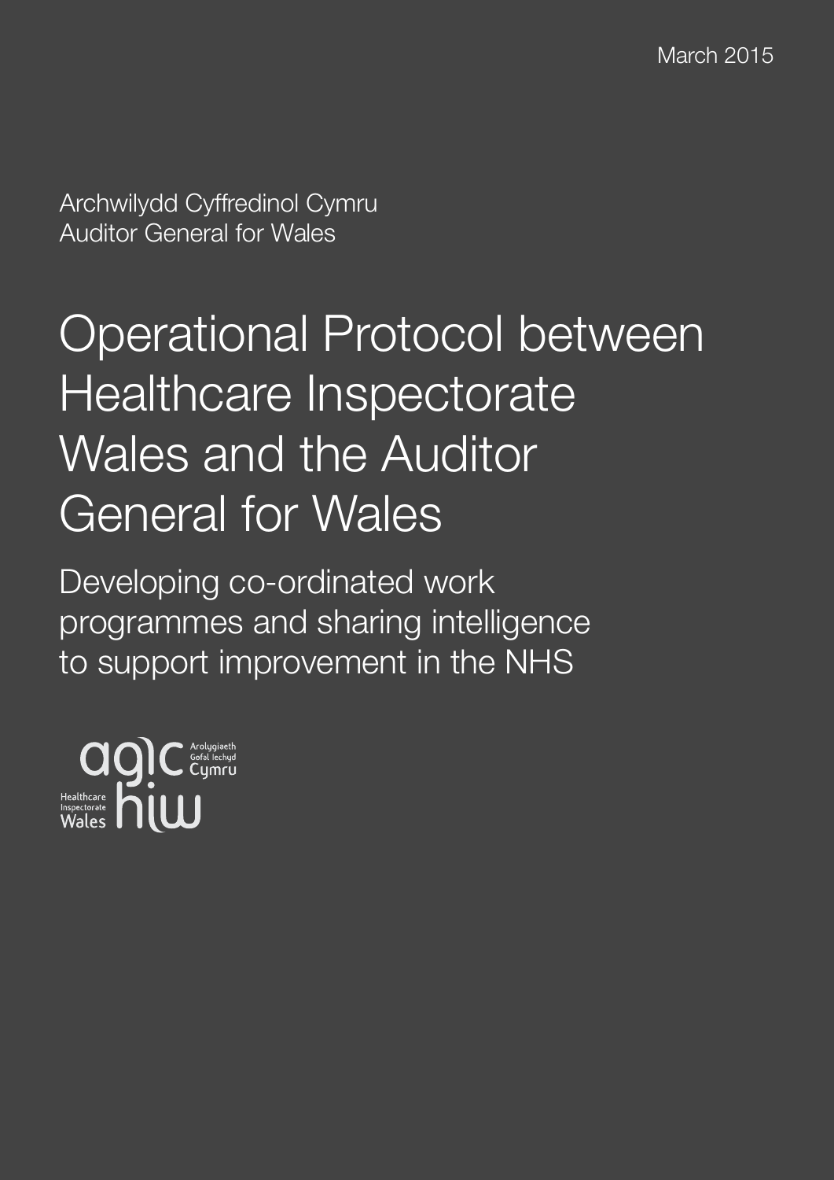March 2015

Archwilydd Cyffredinol Cymru
Auditor General for Wales

# Operational Protocol between Healthcare Inspectorate Wales and the Auditor General for Wales

## Developing co-ordinated work programmes and sharing intelligence to support improvement in the NHS

agic Arolygiaeth Gofal Iechyd Cymru
Healthcare Inspectorate Wales hiw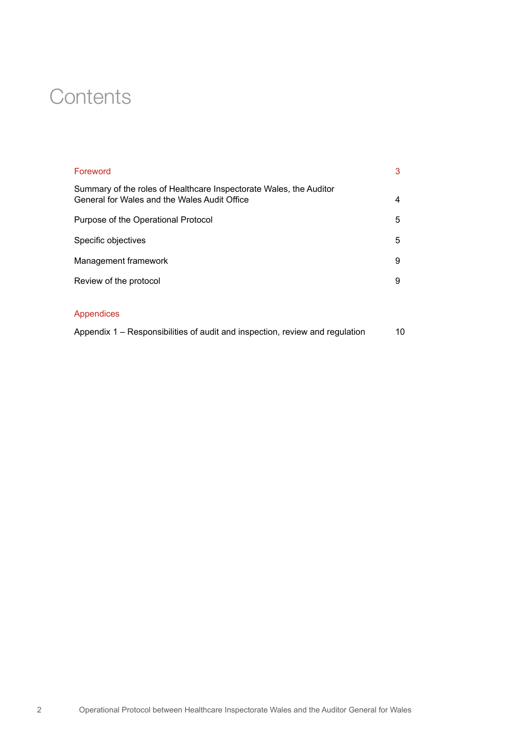# Contents

| | |
|---|---|
| Foreword | 3 |
| Summary of the roles of Healthcare Inspectorate Wales, the Auditor General for Wales and the Wales Audit Office | 4 |
| Purpose of the Operational Protocol | 5 |
| Specific objectives | 5 |
| Management framework | 9 |
| Review of the protocol | 9 |

## Appendices

| | |
|---|---|
| Appendix 1 – Responsibilities of audit and inspection, review and regulation | 10 |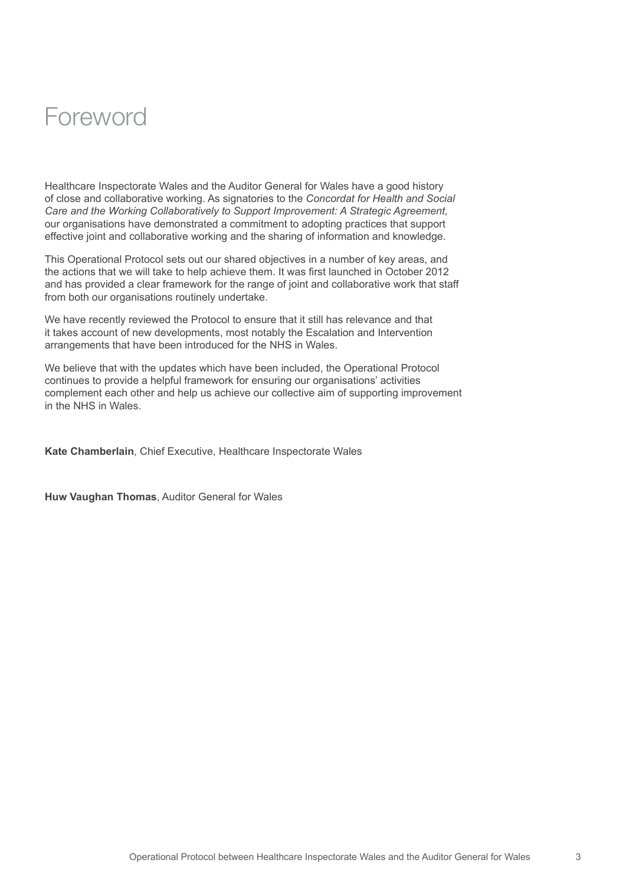# Foreword

Healthcare Inspectorate Wales and the Auditor General for Wales have a good history of close and collaborative working. As signatories to the *Concordat for Health and Social Care and the Working Collaboratively to Support Improvement: A Strategic Agreement,* our organisations have demonstrated a commitment to adopting practices that support effective joint and collaborative working and the sharing of information and knowledge.

This Operational Protocol sets out our shared objectives in a number of key areas, and the actions that we will take to help achieve them. It was first launched in October 2012 and has provided a clear framework for the range of joint and collaborative work that staff from both our organisations routinely undertake.

We have recently reviewed the Protocol to ensure that it still has relevance and that it takes account of new developments, most notably the Escalation and Intervention arrangements that have been introduced for the NHS in Wales.

We believe that with the updates which have been included, the Operational Protocol continues to provide a helpful framework for ensuring our organisations' activities complement each other and help us achieve our collective aim of supporting improvement in the NHS in Wales.

**Kate Chamberlain**, Chief Executive, Healthcare Inspectorate Wales

**Huw Vaughan Thomas**, Auditor General for Wales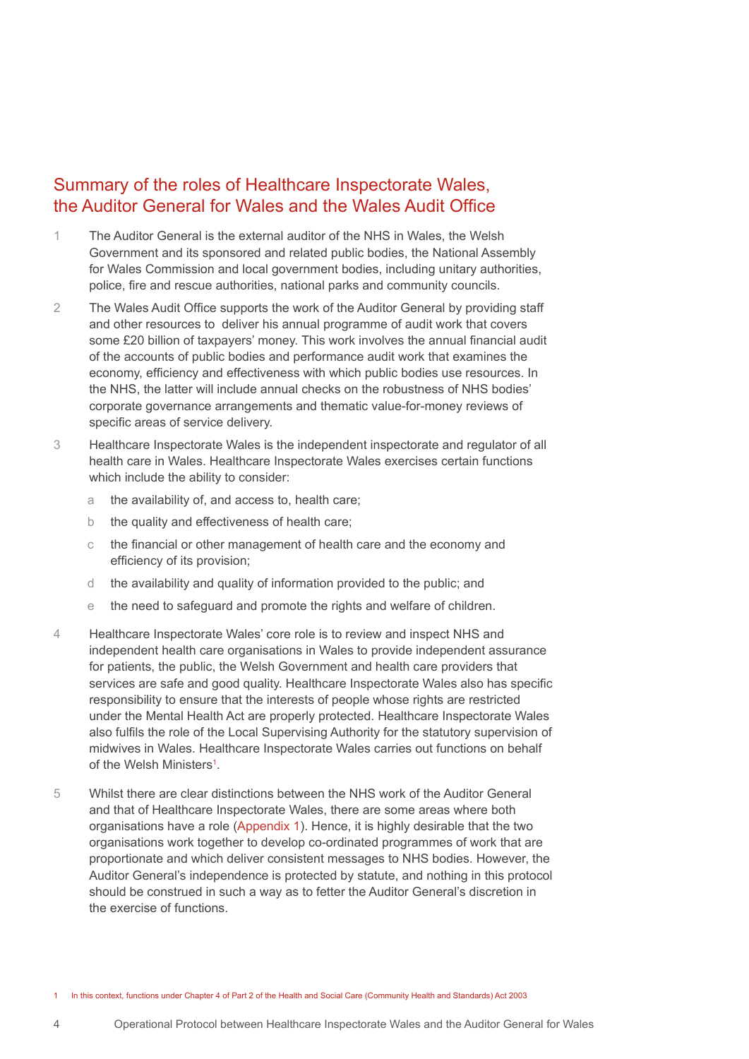## Summary of the roles of Healthcare Inspectorate Wales, the Auditor General for Wales and the Wales Audit Office

1. The Auditor General is the external auditor of the NHS in Wales, the Welsh Government and its sponsored and related public bodies, the National Assembly for Wales Commission and local government bodies, including unitary authorities, police, fire and rescue authorities, national parks and community councils.

2. The Wales Audit Office supports the work of the Auditor General by providing staff and other resources to deliver his annual programme of audit work that covers some £20 billion of taxpayers' money. This work involves the annual financial audit of the accounts of public bodies and performance audit work that examines the economy, efficiency and effectiveness with which public bodies use resources. In the NHS, the latter will include annual checks on the robustness of NHS bodies' corporate governance arrangements and thematic value-for-money reviews of specific areas of service delivery.

3. Healthcare Inspectorate Wales is the independent inspectorate and regulator of all health care in Wales. Healthcare Inspectorate Wales exercises certain functions which include the ability to consider:

   a. the availability of, and access to, health care;

   b. the quality and effectiveness of health care;

   c. the financial or other management of health care and the economy and efficiency of its provision;

   d. the availability and quality of information provided to the public; and

   e. the need to safeguard and promote the rights and welfare of children.

4. Healthcare Inspectorate Wales' core role is to review and inspect NHS and independent health care organisations in Wales to provide independent assurance for patients, the public, the Welsh Government and health care providers that services are safe and good quality. Healthcare Inspectorate Wales also has specific responsibility to ensure that the interests of people whose rights are restricted under the Mental Health Act are properly protected. Healthcare Inspectorate Wales also fulfils the role of the Local Supervising Authority for the statutory supervision of midwives in Wales. Healthcare Inspectorate Wales carries out functions on behalf of the Welsh Ministers[1].

5. Whilst there are clear distinctions between the NHS work of the Auditor General and that of Healthcare Inspectorate Wales, there are some areas where both organisations have a role (Appendix 1). Hence, it is highly desirable that the two organisations work together to develop co-ordinated programmes of work that are proportionate and which deliver consistent messages to NHS bodies. However, the Auditor General's independence is protected by statute, and nothing in this protocol should be construed in such a way as to fetter the Auditor General's discretion in the exercise of functions.

[1] In this context, functions under Chapter 4 of Part 2 of the Health and Social Care (Community Health and Standards) Act 2003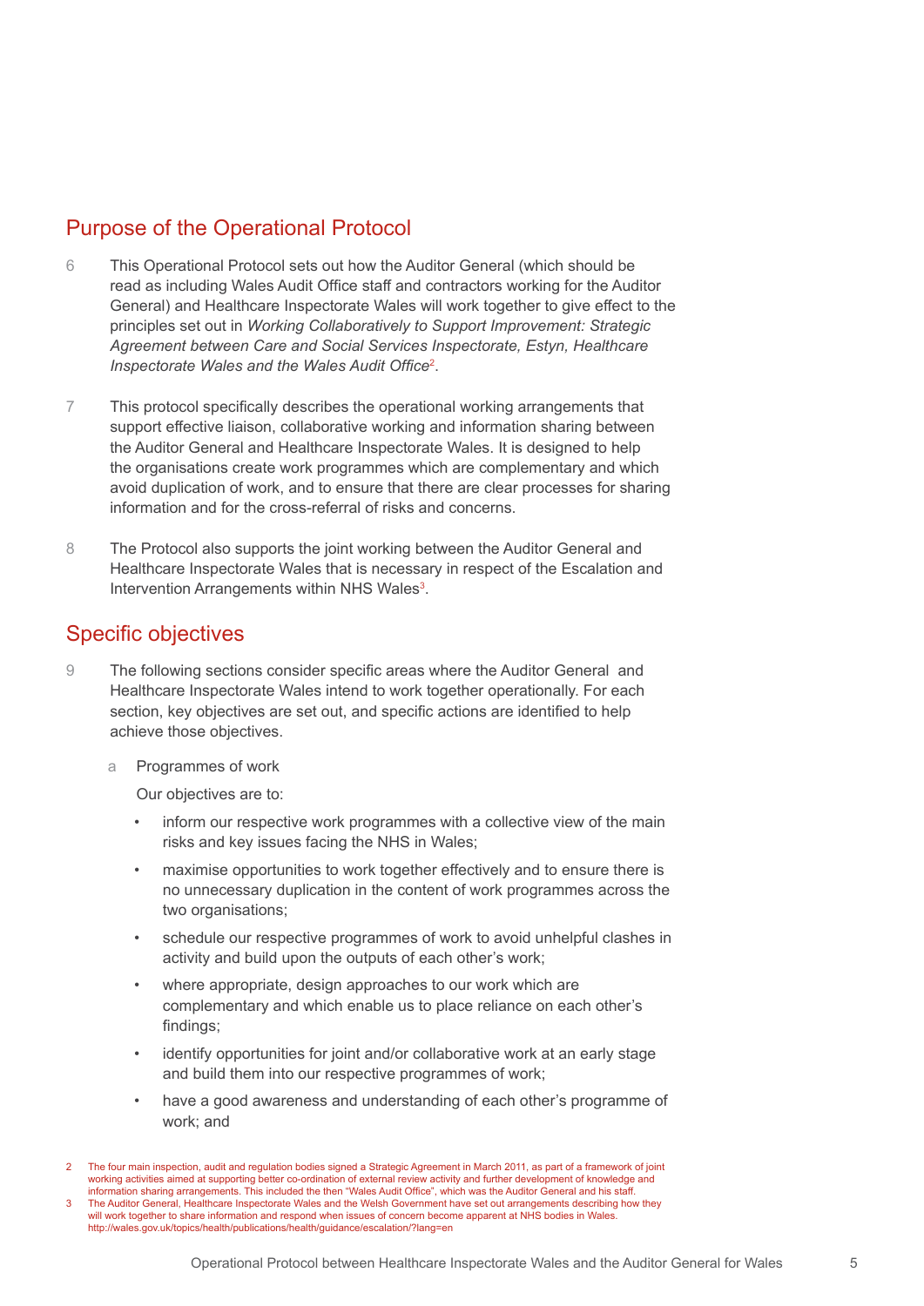## Purpose of the Operational Protocol

6 This Operational Protocol sets out how the Auditor General (which should be read as including Wales Audit Office staff and contractors working for the Auditor General) and Healthcare Inspectorate Wales will work together to give effect to the principles set out in *Working Collaboratively to Support Improvement: Strategic Agreement between Care and Social Services Inspectorate, Estyn, Healthcare Inspectorate Wales and the Wales Audit Office*[2].

7 This protocol specifically describes the operational working arrangements that support effective liaison, collaborative working and information sharing between the Auditor General and Healthcare Inspectorate Wales. It is designed to help the organisations create work programmes which are complementary and which avoid duplication of work, and to ensure that there are clear processes for sharing information and for the cross-referral of risks and concerns.

8 The Protocol also supports the joint working between the Auditor General and Healthcare Inspectorate Wales that is necessary in respect of the Escalation and Intervention Arrangements within NHS Wales[3].

## Specific objectives

9 The following sections consider specific areas where the Auditor General and Healthcare Inspectorate Wales intend to work together operationally. For each section, key objectives are set out, and specific actions are identified to help achieve those objectives.

a Programmes of work

Our objectives are to:

- inform our respective work programmes with a collective view of the main risks and key issues facing the NHS in Wales;
- maximise opportunities to work together effectively and to ensure there is no unnecessary duplication in the content of work programmes across the two organisations;
- schedule our respective programmes of work to avoid unhelpful clashes in activity and build upon the outputs of each other's work;
- where appropriate, design approaches to our work which are complementary and which enable us to place reliance on each other's findings;
- identify opportunities for joint and/or collaborative work at an early stage and build them into our respective programmes of work;
- have a good awareness and understanding of each other's programme of work; and

---

2 The four main inspection, audit and regulation bodies signed a Strategic Agreement in March 2011, as part of a framework of joint working activities aimed at supporting better co-ordination of external review activity and further development of knowledge and information sharing arrangements. This included the then "Wales Audit Office", which was the Auditor General and his staff.

3 The Auditor General, Healthcare Inspectorate Wales and the Welsh Government have set out arrangements describing how they will work together to share information and respond when issues of concern become apparent at NHS bodies in Wales. http://wales.gov.uk/topics/health/publications/health/guidance/escalation/?lang=en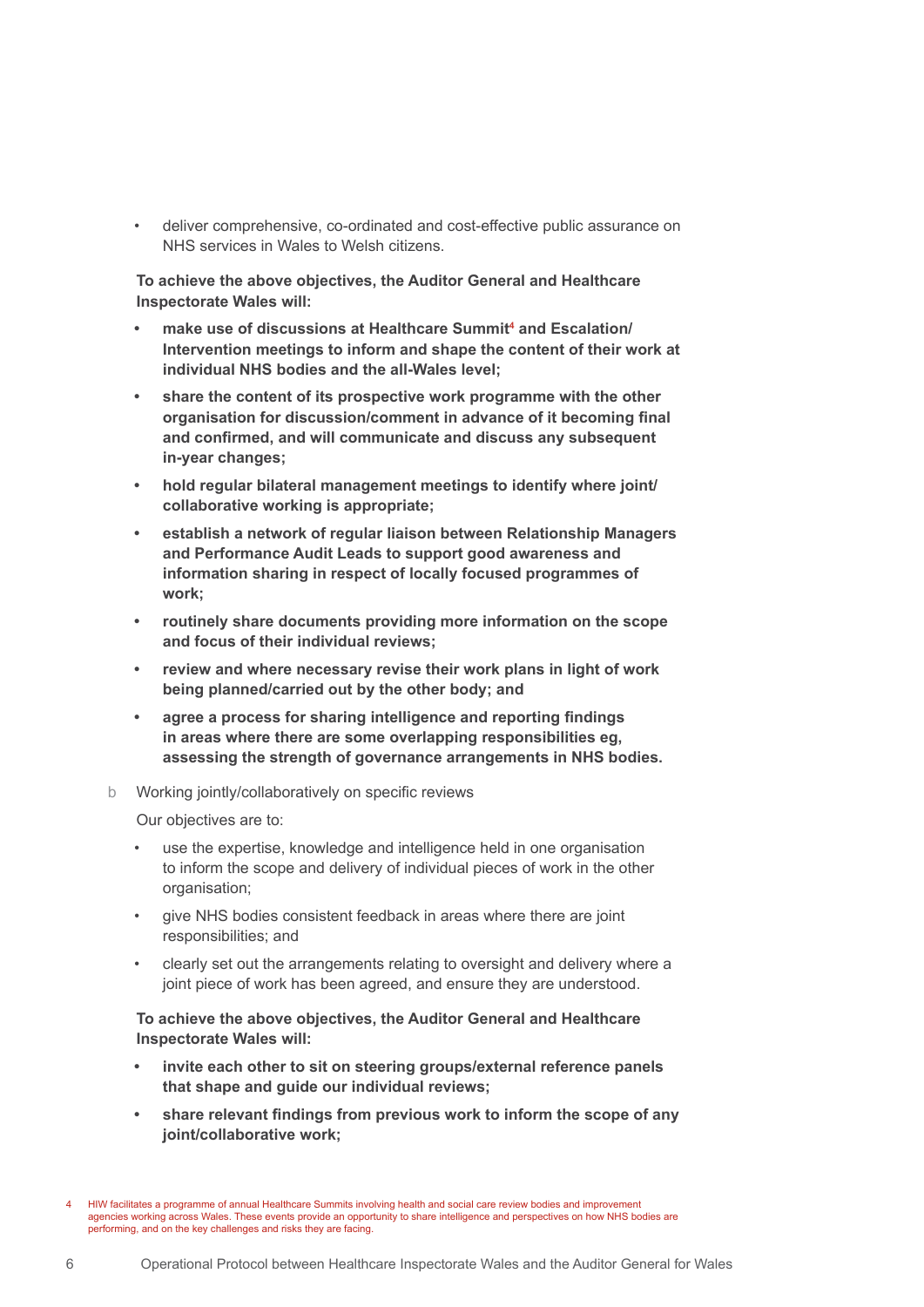- deliver comprehensive, co-ordinated and cost-effective public assurance on NHS services in Wales to Welsh citizens.

**To achieve the above objectives, the Auditor General and Healthcare Inspectorate Wales will:**

- **make use of discussions at Healthcare Summit[4] and Escalation/ Intervention meetings to inform and shape the content of their work at individual NHS bodies and the all-Wales level;**
- **share the content of its prospective work programme with the other organisation for discussion/comment in advance of it becoming final and confirmed, and will communicate and discuss any subsequent in-year changes;**
- **hold regular bilateral management meetings to identify where joint/ collaborative working is appropriate;**
- **establish a network of regular liaison between Relationship Managers and Performance Audit Leads to support good awareness and information sharing in respect of locally focused programmes of work;**
- **routinely share documents providing more information on the scope and focus of their individual reviews;**
- **review and where necessary revise their work plans in light of work being planned/carried out by the other body; and**
- **agree a process for sharing intelligence and reporting findings in areas where there are some overlapping responsibilities eg, assessing the strength of governance arrangements in NHS bodies.**

b Working jointly/collaboratively on specific reviews

Our objectives are to:

- use the expertise, knowledge and intelligence held in one organisation to inform the scope and delivery of individual pieces of work in the other organisation;
- give NHS bodies consistent feedback in areas where there are joint responsibilities; and
- clearly set out the arrangements relating to oversight and delivery where a joint piece of work has been agreed, and ensure they are understood.

**To achieve the above objectives, the Auditor General and Healthcare Inspectorate Wales will:**

- **invite each other to sit on steering groups/external reference panels that shape and guide our individual reviews;**
- **share relevant findings from previous work to inform the scope of any joint/collaborative work;**

4 HIW facilitates a programme of annual Healthcare Summits involving health and social care review bodies and improvement agencies working across Wales. These events provide an opportunity to share intelligence and perspectives on how NHS bodies are performing, and on the key challenges and risks they are facing.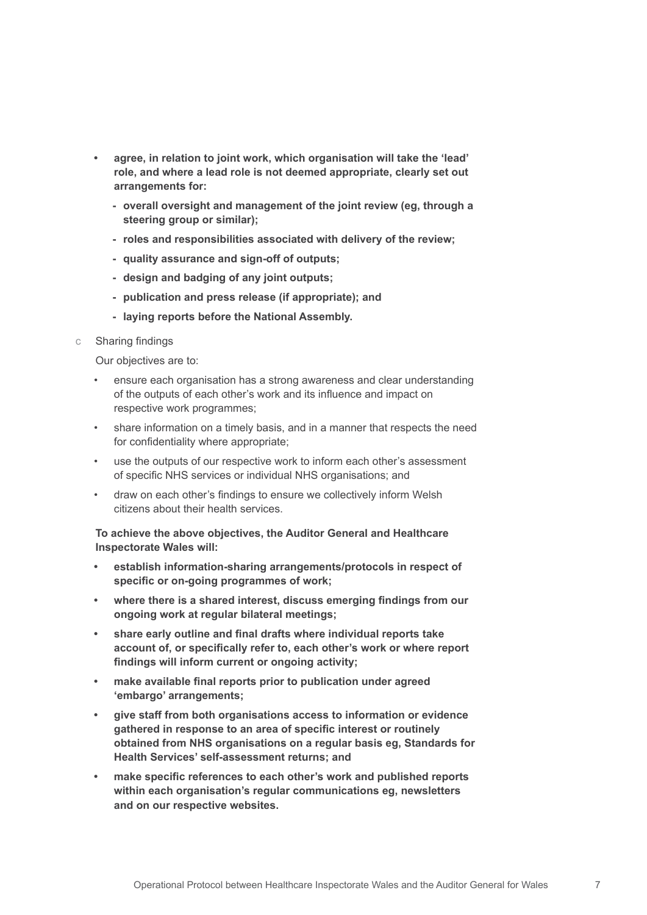- **agree, in relation to joint work, which organisation will take the 'lead' role, and where a lead role is not deemed appropriate, clearly set out arrangements for:**
  - **overall oversight and management of the joint review (eg, through a steering group or similar);**
  - **roles and responsibilities associated with delivery of the review;**
  - **quality assurance and sign-off of outputs;**
  - **design and badging of any joint outputs;**
  - **publication and press release (if appropriate); and**
  - **laying reports before the National Assembly.**

c Sharing findings

Our objectives are to:

- ensure each organisation has a strong awareness and clear understanding of the outputs of each other's work and its influence and impact on respective work programmes;
- share information on a timely basis, and in a manner that respects the need for confidentiality where appropriate;
- use the outputs of our respective work to inform each other's assessment of specific NHS services or individual NHS organisations; and
- draw on each other's findings to ensure we collectively inform Welsh citizens about their health services.

**To achieve the above objectives, the Auditor General and Healthcare Inspectorate Wales will:**

- **establish information-sharing arrangements/protocols in respect of specific or on-going programmes of work;**
- **where there is a shared interest, discuss emerging findings from our ongoing work at regular bilateral meetings;**
- **share early outline and final drafts where individual reports take account of, or specifically refer to, each other's work or where report findings will inform current or ongoing activity;**
- **make available final reports prior to publication under agreed 'embargo' arrangements;**
- **give staff from both organisations access to information or evidence gathered in response to an area of specific interest or routinely obtained from NHS organisations on a regular basis eg, Standards for Health Services' self-assessment returns; and**
- **make specific references to each other's work and published reports within each organisation's regular communications eg, newsletters and on our respective websites.**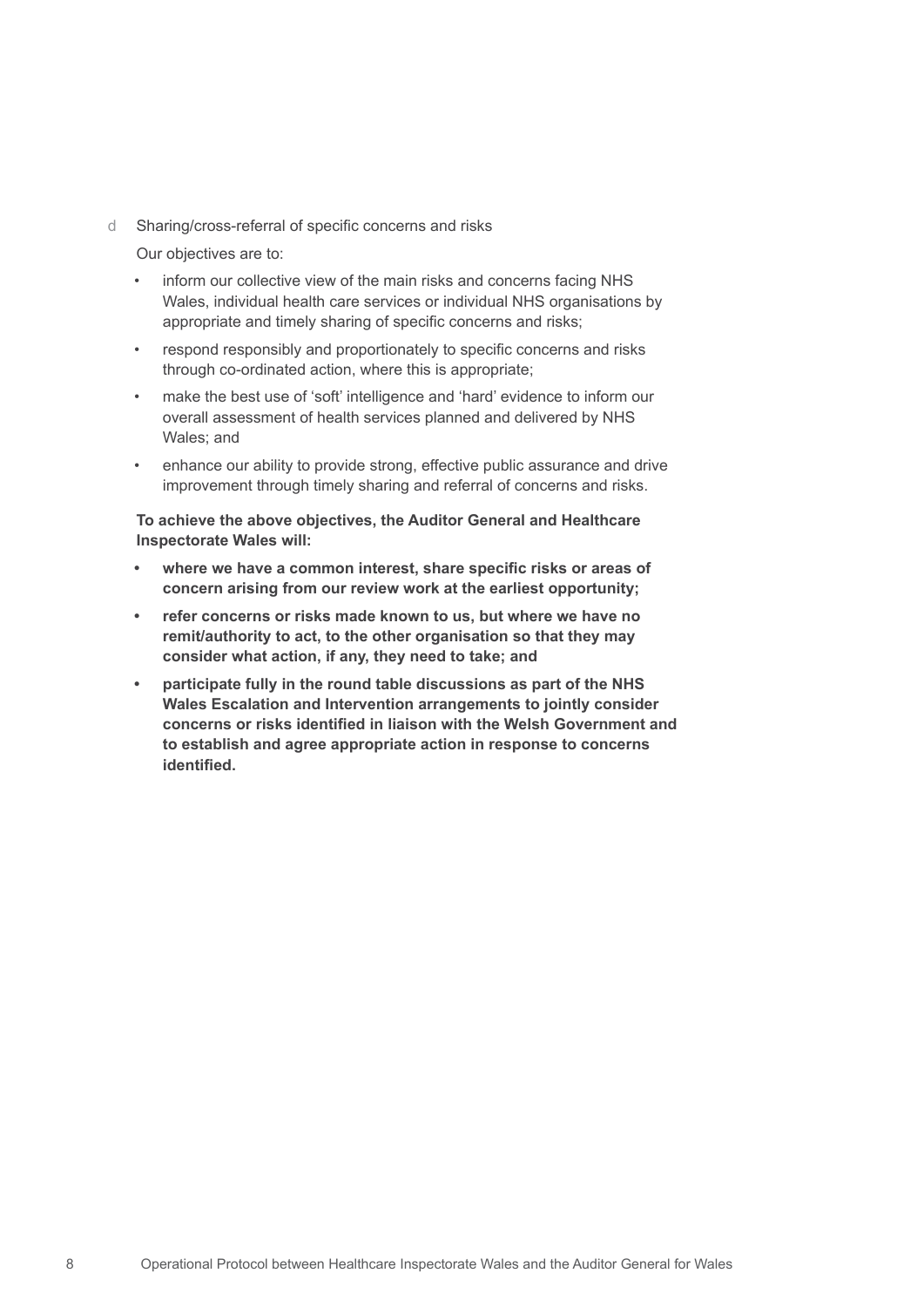d Sharing/cross-referral of specific concerns and risks

Our objectives are to:

- inform our collective view of the main risks and concerns facing NHS Wales, individual health care services or individual NHS organisations by appropriate and timely sharing of specific concerns and risks;
- respond responsibly and proportionately to specific concerns and risks through co-ordinated action, where this is appropriate;
- make the best use of 'soft' intelligence and 'hard' evidence to inform our overall assessment of health services planned and delivered by NHS Wales; and
- enhance our ability to provide strong, effective public assurance and drive improvement through timely sharing and referral of concerns and risks.

**To achieve the above objectives, the Auditor General and Healthcare Inspectorate Wales will:**

- **where we have a common interest, share specific risks or areas of concern arising from our review work at the earliest opportunity;**
- **refer concerns or risks made known to us, but where we have no remit/authority to act, to the other organisation so that they may consider what action, if any, they need to take; and**
- **participate fully in the round table discussions as part of the NHS Wales Escalation and Intervention arrangements to jointly consider concerns or risks identified in liaison with the Welsh Government and to establish and agree appropriate action in response to concerns identified.**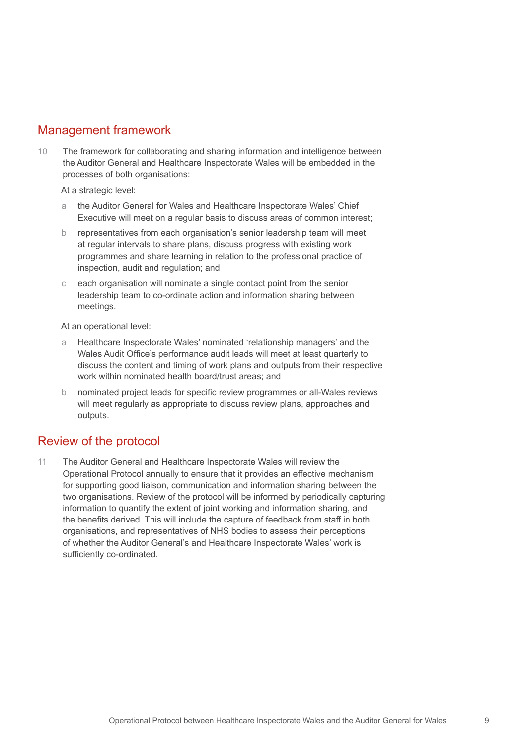## Management framework

10 The framework for collaborating and sharing information and intelligence between the Auditor General and Healthcare Inspectorate Wales will be embedded in the processes of both organisations:

At a strategic level:

a the Auditor General for Wales and Healthcare Inspectorate Wales' Chief Executive will meet on a regular basis to discuss areas of common interest;

b representatives from each organisation's senior leadership team will meet at regular intervals to share plans, discuss progress with existing work programmes and share learning in relation to the professional practice of inspection, audit and regulation; and

c each organisation will nominate a single contact point from the senior leadership team to co-ordinate action and information sharing between meetings.

At an operational level:

a Healthcare Inspectorate Wales' nominated 'relationship managers' and the Wales Audit Office's performance audit leads will meet at least quarterly to discuss the content and timing of work plans and outputs from their respective work within nominated health board/trust areas; and

b nominated project leads for specific review programmes or all-Wales reviews will meet regularly as appropriate to discuss review plans, approaches and outputs.

## Review of the protocol

11 The Auditor General and Healthcare Inspectorate Wales will review the Operational Protocol annually to ensure that it provides an effective mechanism for supporting good liaison, communication and information sharing between the two organisations. Review of the protocol will be informed by periodically capturing information to quantify the extent of joint working and information sharing, and the benefits derived. This will include the capture of feedback from staff in both organisations, and representatives of NHS bodies to assess their perceptions of whether the Auditor General's and Healthcare Inspectorate Wales' work is sufficiently co-ordinated.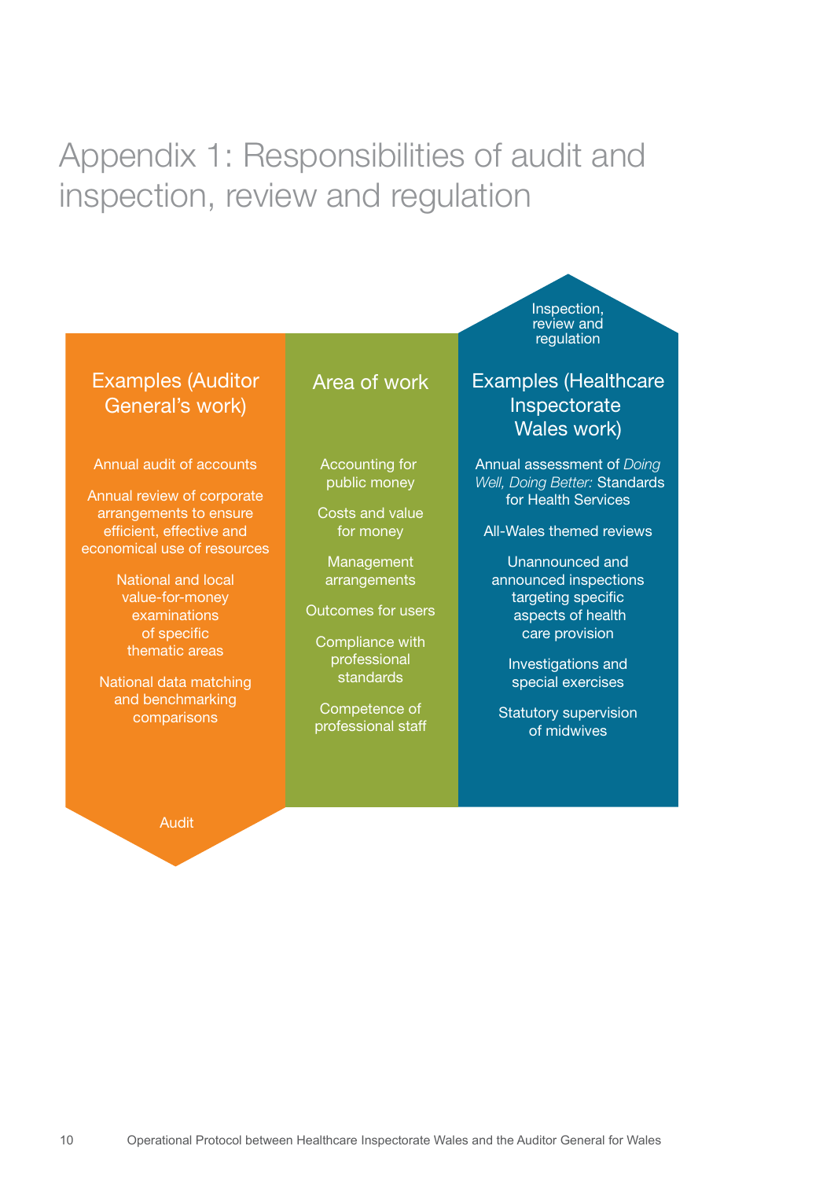# Appendix 1: Responsibilities of audit and inspection, review and regulation

| Examples (Auditor General's work) | Area of work | Examples (Healthcare Inspectorate Wales work) |
|---|---|---|
| Annual audit of accounts | Accounting for public money | Annual assessment of *Doing Well, Doing Better:* Standards for Health Services |
| Annual review of corporate arrangements to ensure efficient, effective and economical use of resources | Costs and value for money | All-Wales themed reviews |
| National and local value-for-money examinations of specific thematic areas | Management arrangements | Unannounced and announced inspections targeting specific aspects of health care provision |
| National data matching and benchmarking comparisons | Outcomes for users | Investigations and special exercises |
| | Compliance with professional standards | Statutory supervision of midwives |
| | Competence of professional staff | |

Audit ← → Inspection, review and regulation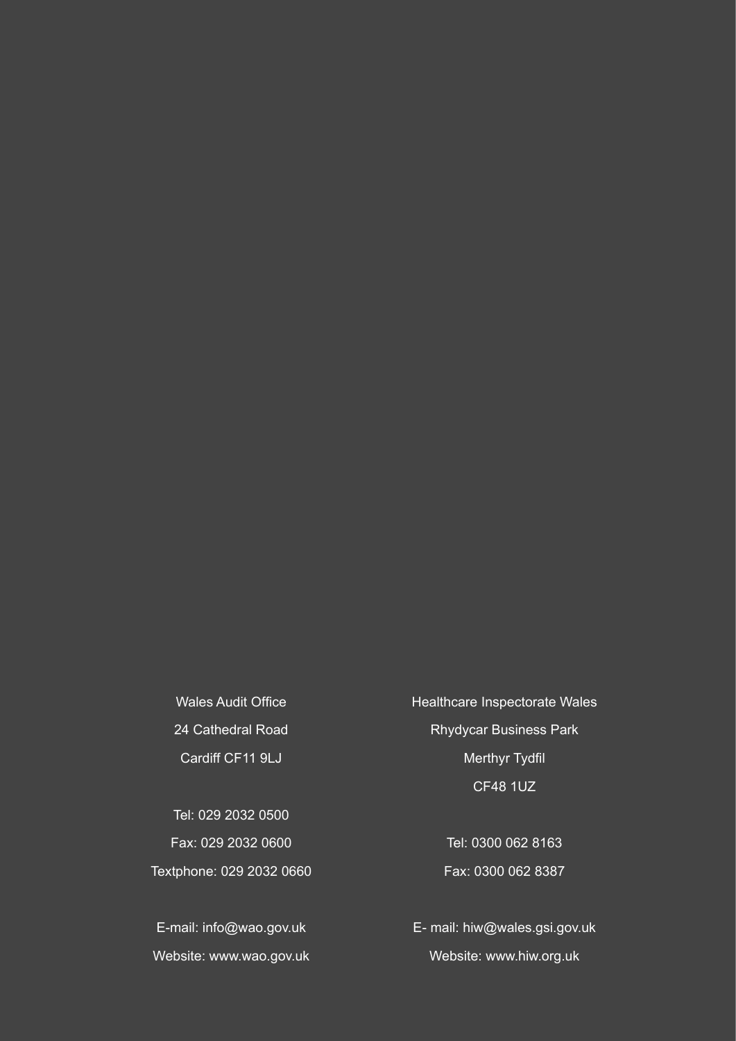Wales Audit Office

24 Cathedral Road

Cardiff CF11 9LJ

Tel: 029 2032 0500

Fax: 029 2032 0600

Textphone: 029 2032 0660

E-mail: info@wao.gov.uk

Website: www.wao.gov.uk

Healthcare Inspectorate Wales

Rhydycar Business Park

Merthyr Tydfil

CF48 1UZ

Tel: 0300 062 8163

Fax: 0300 062 8387

E- mail: hiw@wales.gsi.gov.uk

Website: www.hiw.org.uk